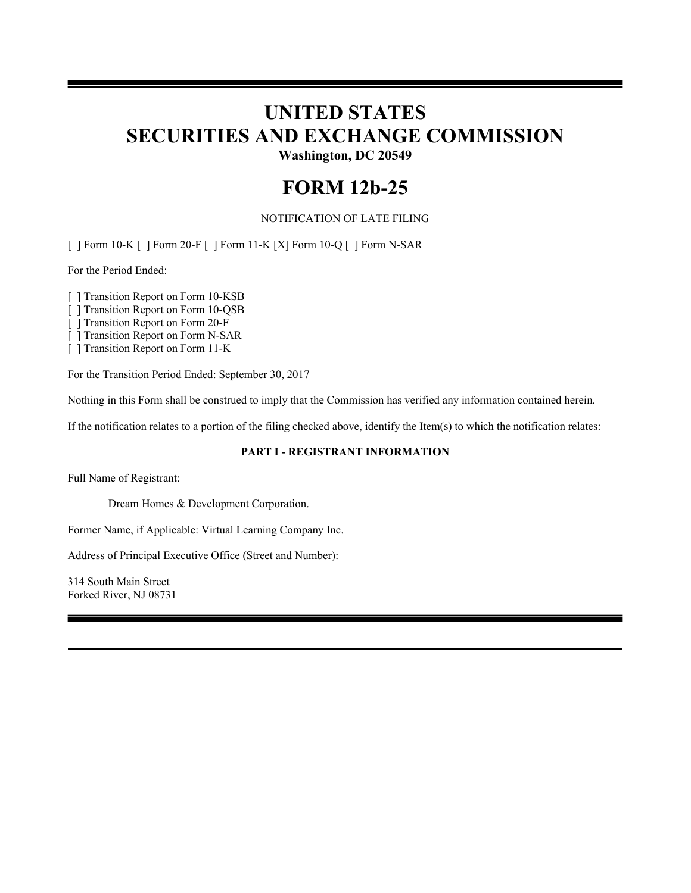# UNITED STATES
# SECURITIES AND EXCHANGE COMMISSION

**Washington, DC 20549**

# FORM 12b-25

NOTIFICATION OF LATE FILING

[ ] Form 10-K [ ] Form 20-F [ ] Form 11-K [X] Form 10-Q [ ] Form N-SAR

For the Period Ended:

[ ] Transition Report on Form 10-KSB
[ ] Transition Report on Form 10-QSB
[ ] Transition Report on Form 20-F
[ ] Transition Report on Form N-SAR
[ ] Transition Report on Form 11-K

For the Transition Period Ended: September 30, 2017

Nothing in this Form shall be construed to imply that the Commission has verified any information contained herein.

If the notification relates to a portion of the filing checked above, identify the Item(s) to which the notification relates:

**PART I - REGISTRANT INFORMATION**

Full Name of Registrant:

Dream Homes & Development Corporation.

Former Name, if Applicable: Virtual Learning Company Inc.

Address of Principal Executive Office (Street and Number):

314 South Main Street
Forked River, NJ 08731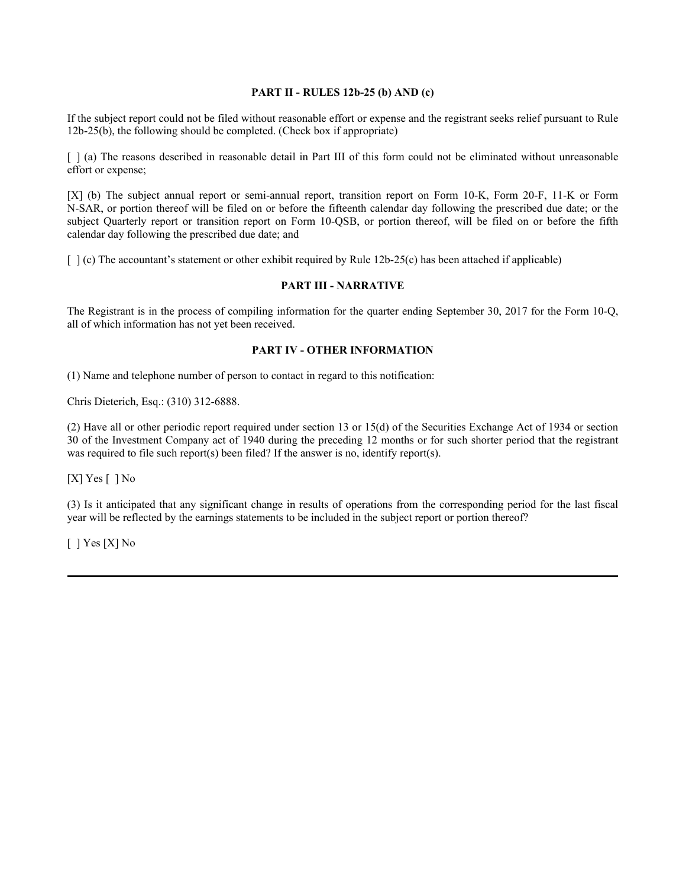## PART II - RULES 12b-25 (b) AND (c)

If the subject report could not be filed without reasonable effort or expense and the registrant seeks relief pursuant to Rule 12b-25(b), the following should be completed. (Check box if appropriate)

[ ] (a) The reasons described in reasonable detail in Part III of this form could not be eliminated without unreasonable effort or expense;

[X] (b) The subject annual report or semi-annual report, transition report on Form 10-K, Form 20-F, 11-K or Form N-SAR, or portion thereof will be filed on or before the fifteenth calendar day following the prescribed due date; or the subject Quarterly report or transition report on Form 10-QSB, or portion thereof, will be filed on or before the fifth calendar day following the prescribed due date; and

[ ] (c) The accountant's statement or other exhibit required by Rule 12b-25(c) has been attached if applicable)

## PART III - NARRATIVE

The Registrant is in the process of compiling information for the quarter ending September 30, 2017 for the Form 10-Q, all of which information has not yet been received.

## PART IV - OTHER INFORMATION

(1) Name and telephone number of person to contact in regard to this notification:

Chris Dieterich, Esq.: (310) 312-6888.

(2) Have all or other periodic report required under section 13 or 15(d) of the Securities Exchange Act of 1934 or section 30 of the Investment Company act of 1940 during the preceding 12 months or for such shorter period that the registrant was required to file such report(s) been filed? If the answer is no, identify report(s).

[X] Yes [ ] No

(3) Is it anticipated that any significant change in results of operations from the corresponding period for the last fiscal year will be reflected by the earnings statements to be included in the subject report or portion thereof?

[ ] Yes [X] No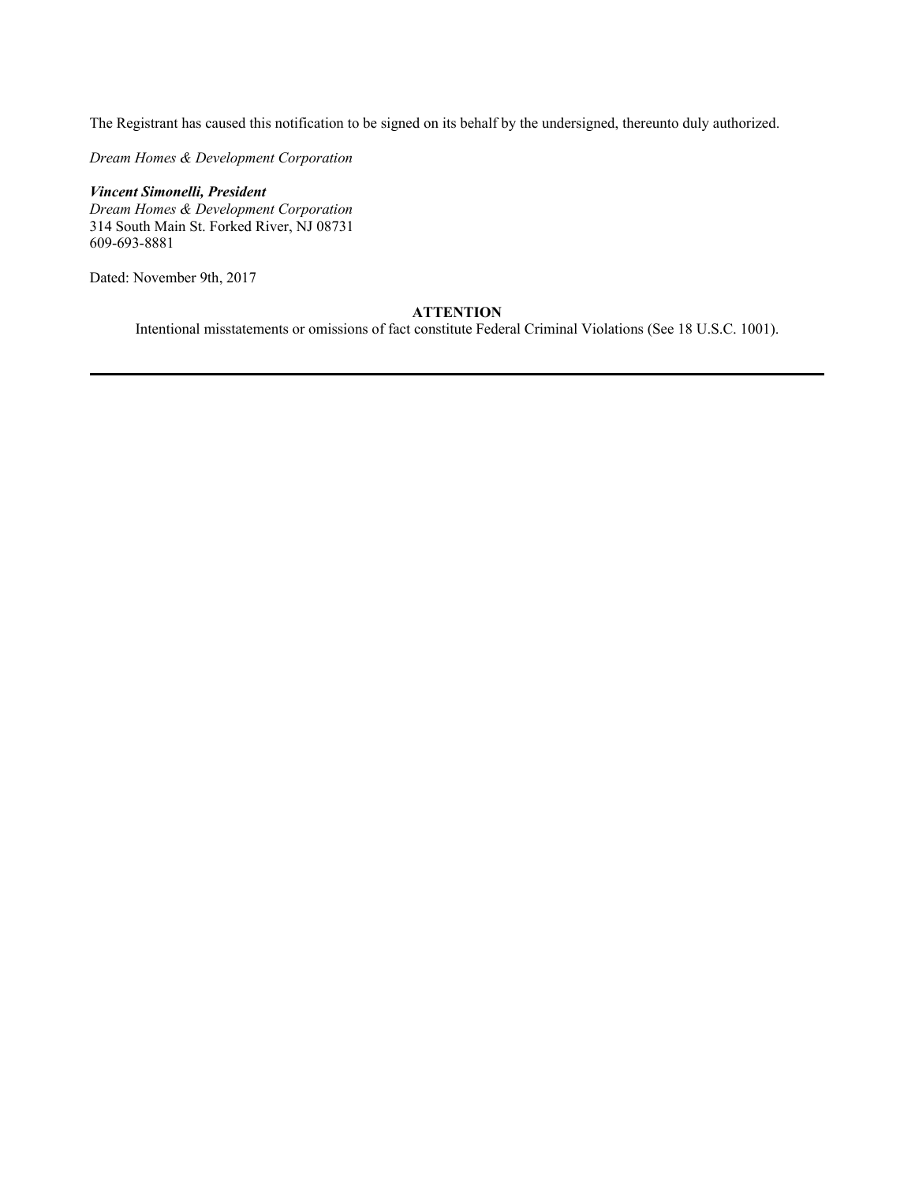The Registrant has caused this notification to be signed on its behalf by the undersigned, thereunto duly authorized.

*Dream Homes & Development Corporation*

***Vincent Simonelli, President***
*Dream Homes & Development Corporation*
314 South Main St. Forked River, NJ 08731
609-693-8881

Dated: November 9th, 2017

**ATTENTION**

Intentional misstatements or omissions of fact constitute Federal Criminal Violations (See 18 U.S.C. 1001).